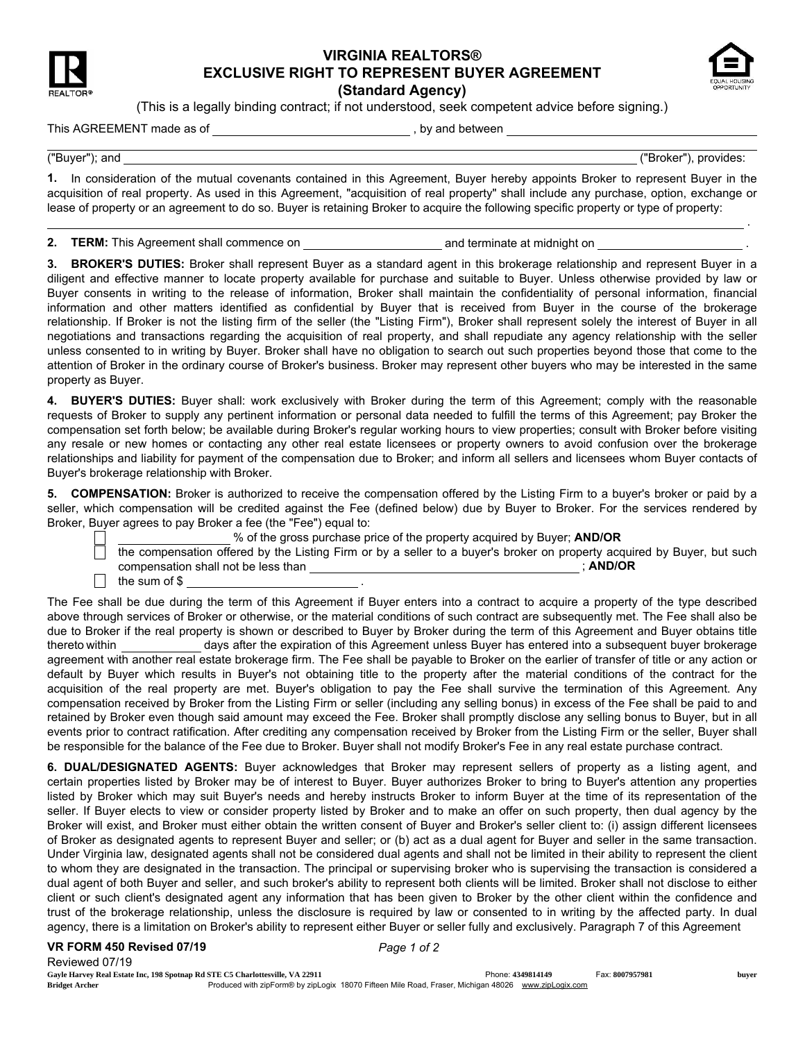# VIRGINIA REALTORS®
## EXCLUSIVE RIGHT TO REPRESENT BUYER AGREEMENT
### (Standard Agency)

(This is a legally binding contract; if not understood, seek competent advice before signing.)

This AGREEMENT made as of ______________________________ , by and between ______________________________________

("Buyer"); and ____________________________________________________________________________ ("Broker"), provides:

**1.** In consideration of the mutual covenants contained in this Agreement, Buyer hereby appoints Broker to represent Buyer in the acquisition of real property. As used in this Agreement, "acquisition of real property" shall include any purchase, option, exchange or lease of property or an agreement to do so. Buyer is retaining Broker to acquire the following specific property or type of property:

______________________________________________________________________________________________________ .

**2. TERM:** This Agreement shall commence on ______________________ and terminate at midnight on ______________________ .

**3. BROKER'S DUTIES:** Broker shall represent Buyer as a standard agent in this brokerage relationship and represent Buyer in a diligent and effective manner to locate property available for purchase and suitable to Buyer. Unless otherwise provided by law or Buyer consents in writing to the release of information, Broker shall maintain the confidentiality of personal information, financial information and other matters identified as confidential by Buyer that is received from Buyer in the course of the brokerage relationship. If Broker is not the listing firm of the seller (the "Listing Firm"), Broker shall represent solely the interest of Buyer in all negotiations and transactions regarding the acquisition of real property, and shall repudiate any agency relationship with the seller unless consented to in writing by Buyer. Broker shall have no obligation to search out such properties beyond those that come to the attention of Broker in the ordinary course of Broker's business. Broker may represent other buyers who may be interested in the same property as Buyer.

**4. BUYER'S DUTIES:** Buyer shall: work exclusively with Broker during the term of this Agreement; comply with the reasonable requests of Broker to supply any pertinent information or personal data needed to fulfill the terms of this Agreement; pay Broker the compensation set forth below; be available during Broker's regular working hours to view properties; consult with Broker before visiting any resale or new homes or contacting any other real estate licensees or property owners to avoid confusion over the brokerage relationships and liability for payment of the compensation due to Broker; and inform all sellers and licensees whom Buyer contacts of Buyer's brokerage relationship with Broker.

**5. COMPENSATION:** Broker is authorized to receive the compensation offered by the Listing Firm to a buyer's broker or paid by a seller, which compensation will be credited against the Fee (defined below) due by Buyer to Broker. For the services rendered by Broker, Buyer agrees to pay Broker a fee (the "Fee") equal to:

- ☐ __________________ % of the gross purchase price of the property acquired by Buyer; **AND/OR**
- ☐ the compensation offered by the Listing Firm or by a seller to a buyer's broker on property acquired by Buyer, but such compensation shall not be less than __________________________________________ ; **AND/OR**
- ☐ the sum of $ ____________________________ .

The Fee shall be due during the term of this Agreement if Buyer enters into a contract to acquire a property of the type described above through services of Broker or otherwise, or the material conditions of such contract are subsequently met. The Fee shall also be due to Broker if the real property is shown or described to Buyer by Broker during the term of this Agreement and Buyer obtains title thereto within ____________ days after the expiration of this Agreement unless Buyer has entered into a subsequent buyer brokerage agreement with another real estate brokerage firm. The Fee shall be payable to Broker on the earlier of transfer of title or any action or default by Buyer which results in Buyer's not obtaining title to the property after the material conditions of the contract for the acquisition of the real property are met. Buyer's obligation to pay the Fee shall survive the termination of this Agreement. Any compensation received by Broker from the Listing Firm or seller (including any selling bonus) in excess of the Fee shall be paid to and retained by Broker even though said amount may exceed the Fee. Broker shall promptly disclose any selling bonus to Buyer, but in all events prior to contract ratification. After crediting any compensation received by Broker from the Listing Firm or the seller, Buyer shall be responsible for the balance of the Fee due to Broker. Buyer shall not modify Broker's Fee in any real estate purchase contract.

**6. DUAL/DESIGNATED AGENTS:** Buyer acknowledges that Broker may represent sellers of property as a listing agent, and certain properties listed by Broker may be of interest to Buyer. Buyer authorizes Broker to bring to Buyer's attention any properties listed by Broker which may suit Buyer's needs and hereby instructs Broker to inform Buyer at the time of its representation of the seller. If Buyer elects to view or consider property listed by Broker and to make an offer on such property, then dual agency by the Broker will exist, and Broker must either obtain the written consent of Buyer and Broker's seller client to: (i) assign different licensees of Broker as designated agents to represent Buyer and seller; or (b) act as a dual agent for Buyer and seller in the same transaction. Under Virginia law, designated agents shall not be considered dual agents and shall not be limited in their ability to represent the client to whom they are designated in the transaction. The principal or supervising broker who is supervising the transaction is considered a dual agent of both Buyer and seller, and such broker's ability to represent both clients will be limited. Broker shall not disclose to either client or such client's designated agent any information that has been given to Broker by the other client within the confidence and trust of the brokerage relationship, unless the disclosure is required by law or consented to in writing by the affected party. In dual agency, there is a limitation on Broker's ability to represent either Buyer or seller fully and exclusively. Paragraph 7 of this Agreement

VR FORM 450 Revised 07/19
Reviewed 07/19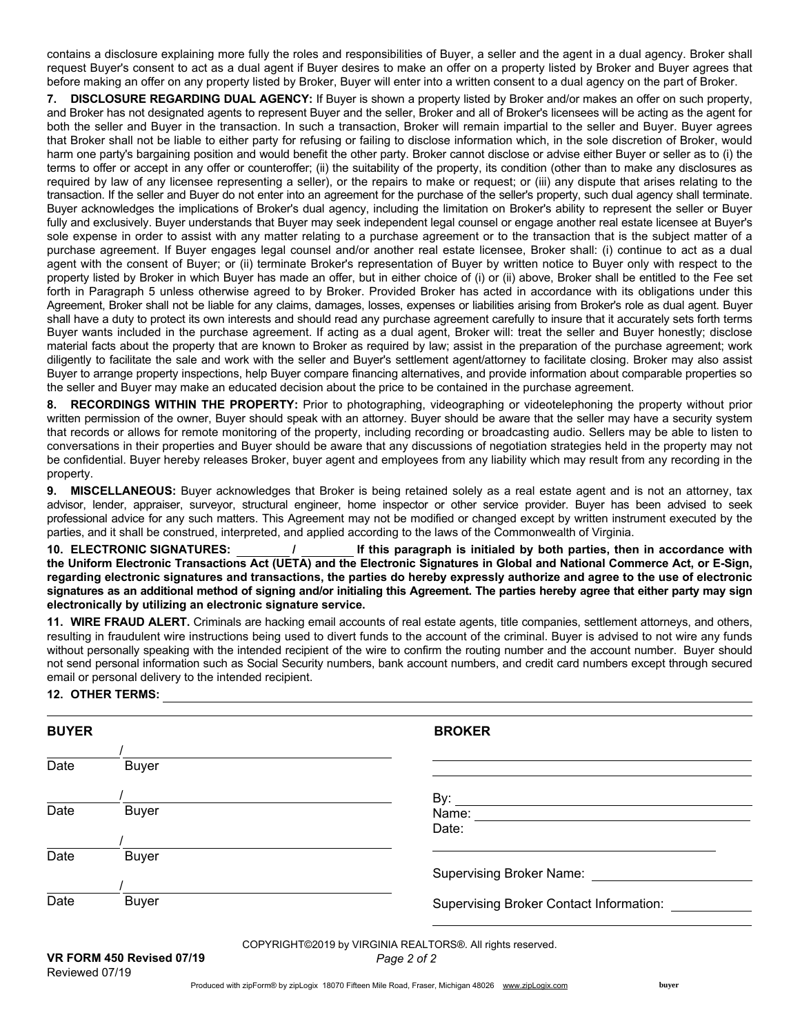contains a disclosure explaining more fully the roles and responsibilities of Buyer, a seller and the agent in a dual agency. Broker shall request Buyer's consent to act as a dual agent if Buyer desires to make an offer on a property listed by Broker and Buyer agrees that before making an offer on any property listed by Broker, Buyer will enter into a written consent to a dual agency on the part of Broker.

**7. DISCLOSURE REGARDING DUAL AGENCY:** If Buyer is shown a property listed by Broker and/or makes an offer on such property, and Broker has not designated agents to represent Buyer and the seller, Broker and all of Broker's licensees will be acting as the agent for both the seller and Buyer in the transaction. In such a transaction, Broker will remain impartial to the seller and Buyer. Buyer agrees that Broker shall not be liable to either party for refusing or failing to disclose information which, in the sole discretion of Broker, would harm one party's bargaining position and would benefit the other party. Broker cannot disclose or advise either Buyer or seller as to (i) the terms to offer or accept in any offer or counteroffer; (ii) the suitability of the property, its condition (other than to make any disclosures as required by law of any licensee representing a seller), or the repairs to make or request; or (iii) any dispute that arises relating to the transaction. If the seller and Buyer do not enter into an agreement for the purchase of the seller's property, such dual agency shall terminate. Buyer acknowledges the implications of Broker's dual agency, including the limitation on Broker's ability to represent the seller or Buyer fully and exclusively. Buyer understands that Buyer may seek independent legal counsel or engage another real estate licensee at Buyer's sole expense in order to assist with any matter relating to a purchase agreement or to the transaction that is the subject matter of a purchase agreement. If Buyer engages legal counsel and/or another real estate licensee, Broker shall: (i) continue to act as a dual agent with the consent of Buyer; or (ii) terminate Broker's representation of Buyer by written notice to Buyer only with respect to the property listed by Broker in which Buyer has made an offer, but in either choice of (i) or (ii) above, Broker shall be entitled to the Fee set forth in Paragraph 5 unless otherwise agreed to by Broker. Provided Broker has acted in accordance with its obligations under this Agreement, Broker shall not be liable for any claims, damages, losses, expenses or liabilities arising from Broker's role as dual agent. Buyer shall have a duty to protect its own interests and should read any purchase agreement carefully to insure that it accurately sets forth terms Buyer wants included in the purchase agreement. If acting as a dual agent, Broker will: treat the seller and Buyer honestly; disclose material facts about the property that are known to Broker as required by law; assist in the preparation of the purchase agreement; work diligently to facilitate the sale and work with the seller and Buyer's settlement agent/attorney to facilitate closing. Broker may also assist Buyer to arrange property inspections, help Buyer compare financing alternatives, and provide information about comparable properties so the seller and Buyer may make an educated decision about the price to be contained in the purchase agreement.

**8. RECORDINGS WITHIN THE PROPERTY:** Prior to photographing, videographing or videotelephoning the property without prior written permission of the owner, Buyer should speak with an attorney. Buyer should be aware that the seller may have a security system that records or allows for remote monitoring of the property, including recording or broadcasting audio. Sellers may be able to listen to conversations in their properties and Buyer should be aware that any discussions of negotiation strategies held in the property may not be confidential. Buyer hereby releases Broker, buyer agent and employees from any liability which may result from any recording in the property.

**9. MISCELLANEOUS:** Buyer acknowledges that Broker is being retained solely as a real estate agent and is not an attorney, tax advisor, lender, appraiser, surveyor, structural engineer, home inspector or other service provider. Buyer has been advised to seek professional advice for any such matters. This Agreement may not be modified or changed except by written instrument executed by the parties, and it shall be construed, interpreted, and applied according to the laws of the Commonwealth of Virginia.

**10. ELECTRONIC SIGNATURES: ________ / ________ If this paragraph is initialed by both parties, then in accordance with the Uniform Electronic Transactions Act (UETA) and the Electronic Signatures in Global and National Commerce Act, or E-Sign, regarding electronic signatures and transactions, the parties do hereby expressly authorize and agree to the use of electronic signatures as an additional method of signing and/or initialing this Agreement. The parties hereby agree that either party may sign electronically by utilizing an electronic signature service.**

**11. WIRE FRAUD ALERT.** Criminals are hacking email accounts of real estate agents, title companies, settlement attorneys, and others, resulting in fraudulent wire instructions being used to divert funds to the account of the criminal. Buyer is advised to not wire any funds without personally speaking with the intended recipient of the wire to confirm the routing number and the account number. Buyer should not send personal information such as Social Security numbers, bank account numbers, and credit card numbers except through secured email or personal delivery to the intended recipient.

**12. OTHER TERMS:** ________________________________________________

________________________________________________

**BUYER**

________ / ________________________________
Date Buyer

________ / ________________________________
Date Buyer

________ / ________________________________
Date Buyer

________ / ________________________________
Date Buyer

**BROKER**

________________________________

________________________________

By: ________________________________
Name: ________________________________
Date: ________________________________

Supervising Broker Name: ________________________

Supervising Broker Contact Information: ____________

________________________________

COPYRIGHT©2019 by VIRGINIA REALTORS®. All rights reserved.

**VR FORM 450 Revised 07/19**
Reviewed 07/19

Produced with zipForm® by zipLogix 18070 Fifteen Mile Road, Fraser, Michigan 48026 www.zipLogix.com buyer